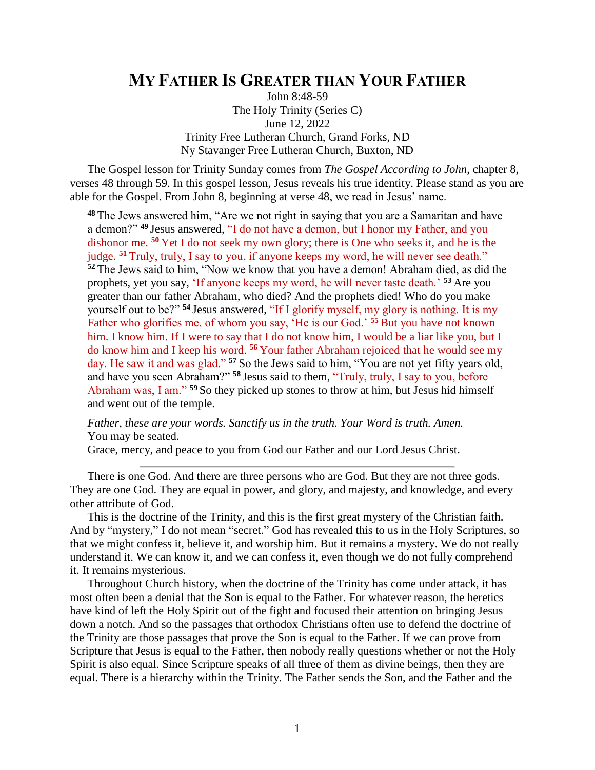# My Father Is Greater than Your Father

John 8:48-59
The Holy Trinity (Series C)
June 12, 2022
Trinity Free Lutheran Church, Grand Forks, ND
Ny Stavanger Free Lutheran Church, Buxton, ND

The Gospel lesson for Trinity Sunday comes from *The Gospel According to John*, chapter 8, verses 48 through 59. In this gospel lesson, Jesus reveals his true identity. Please stand as you are able for the Gospel. From John 8, beginning at verse 48, we read in Jesus' name.

> **48** The Jews answered him, "Are we not right in saying that you are a Samaritan and have a demon?" **49** Jesus answered, "I do not have a demon, but I honor my Father, and you dishonor me. **50** Yet I do not seek my own glory; there is One who seeks it, and he is the judge. **51** Truly, truly, I say to you, if anyone keeps my word, he will never see death." **52** The Jews said to him, "Now we know that you have a demon! Abraham died, as did the prophets, yet you say, 'If anyone keeps my word, he will never taste death.' **53** Are you greater than our father Abraham, who died? And the prophets died! Who do you make yourself out to be?" **54** Jesus answered, "If I glorify myself, my glory is nothing. It is my Father who glorifies me, of whom you say, 'He is our God.' **55** But you have not known him. I know him. If I were to say that I do not know him, I would be a liar like you, but I do know him and I keep his word. **56** Your father Abraham rejoiced that he would see my day. He saw it and was glad." **57** So the Jews said to him, "You are not yet fifty years old, and have you seen Abraham?" **58** Jesus said to them, "Truly, truly, I say to you, before Abraham was, I am." **59** So they picked up stones to throw at him, but Jesus hid himself and went out of the temple.

*Father, these are your words. Sanctify us in the truth. Your Word is truth. Amen.*
You may be seated.
Grace, mercy, and peace to you from God our Father and our Lord Jesus Christ.

---

There is one God. And there are three persons who are God. But they are not three gods. They are one God. They are equal in power, and glory, and majesty, and knowledge, and every other attribute of God.

This is the doctrine of the Trinity, and this is the first great mystery of the Christian faith. And by "mystery," I do not mean "secret." God has revealed this to us in the Holy Scriptures, so that we might confess it, believe it, and worship him. But it remains a mystery. We do not really understand it. We can know it, and we can confess it, even though we do not fully comprehend it. It remains mysterious.

Throughout Church history, when the doctrine of the Trinity has come under attack, it has most often been a denial that the Son is equal to the Father. For whatever reason, the heretics have kind of left the Holy Spirit out of the fight and focused their attention on bringing Jesus down a notch. And so the passages that orthodox Christians often use to defend the doctrine of the Trinity are those passages that prove the Son is equal to the Father. If we can prove from Scripture that Jesus is equal to the Father, then nobody really questions whether or not the Holy Spirit is also equal. Since Scripture speaks of all three of them as divine beings, then they are equal. There is a hierarchy within the Trinity. The Father sends the Son, and the Father and the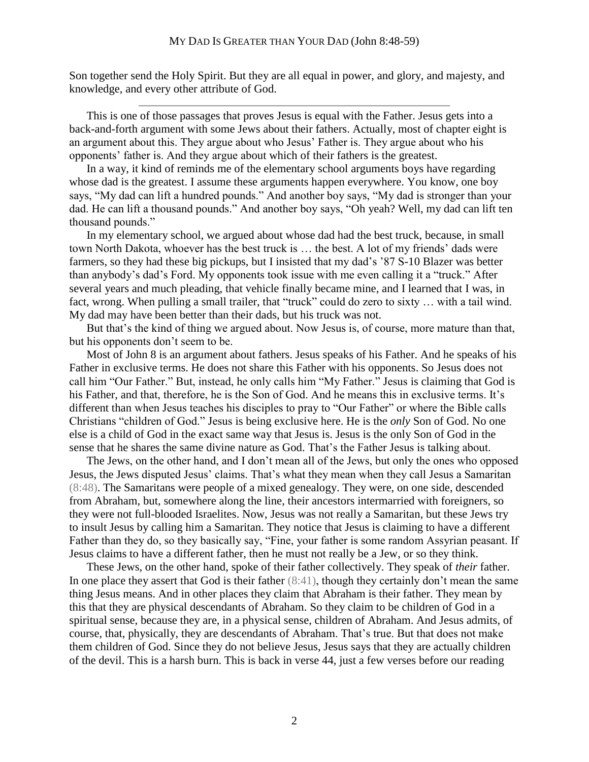Son together send the Holy Spirit. But they are all equal in power, and glory, and majesty, and knowledge, and every other attribute of God.

---

This is one of those passages that proves Jesus is equal with the Father. Jesus gets into a back-and-forth argument with some Jews about their fathers. Actually, most of chapter eight is an argument about this. They argue about who Jesus' Father is. They argue about who his opponents' father is. And they argue about which of their fathers is the greatest.

In a way, it kind of reminds me of the elementary school arguments boys have regarding whose dad is the greatest. I assume these arguments happen everywhere. You know, one boy says, "My dad can lift a hundred pounds." And another boy says, "My dad is stronger than your dad. He can lift a thousand pounds." And another boy says, "Oh yeah? Well, my dad can lift ten thousand pounds."

In my elementary school, we argued about whose dad had the best truck, because, in small town North Dakota, whoever has the best truck is … the best. A lot of my friends' dads were farmers, so they had these big pickups, but I insisted that my dad's '87 S-10 Blazer was better than anybody's dad's Ford. My opponents took issue with me even calling it a "truck." After several years and much pleading, that vehicle finally became mine, and I learned that I was, in fact, wrong. When pulling a small trailer, that "truck" could do zero to sixty … with a tail wind. My dad may have been better than their dads, but his truck was not.

But that's the kind of thing we argued about. Now Jesus is, of course, more mature than that, but his opponents don't seem to be.

Most of John 8 is an argument about fathers. Jesus speaks of his Father. And he speaks of his Father in exclusive terms. He does not share this Father with his opponents. So Jesus does not call him "Our Father." But, instead, he only calls him "My Father." Jesus is claiming that God is his Father, and that, therefore, he is the Son of God. And he means this in exclusive terms. It's different than when Jesus teaches his disciples to pray to "Our Father" or where the Bible calls Christians "children of God." Jesus is being exclusive here. He is the *only* Son of God. No one else is a child of God in the exact same way that Jesus is. Jesus is the only Son of God in the sense that he shares the same divine nature as God. That's the Father Jesus is talking about.

The Jews, on the other hand, and I don't mean all of the Jews, but only the ones who opposed Jesus, the Jews disputed Jesus' claims. That's what they mean when they call Jesus a Samaritan (8:48). The Samaritans were people of a mixed genealogy. They were, on one side, descended from Abraham, but, somewhere along the line, their ancestors intermarried with foreigners, so they were not full-blooded Israelites. Now, Jesus was not really a Samaritan, but these Jews try to insult Jesus by calling him a Samaritan. They notice that Jesus is claiming to have a different Father than they do, so they basically say, "Fine, your father is some random Assyrian peasant. If Jesus claims to have a different father, then he must not really be a Jew, or so they think.

These Jews, on the other hand, spoke of their father collectively. They speak of *their* father. In one place they assert that God is their father (8:41), though they certainly don't mean the same thing Jesus means. And in other places they claim that Abraham is their father. They mean by this that they are physical descendants of Abraham. So they claim to be children of God in a spiritual sense, because they are, in a physical sense, children of Abraham. And Jesus admits, of course, that, physically, they are descendants of Abraham. That's true. But that does not make them children of God. Since they do not believe Jesus, Jesus says that they are actually children of the devil. This is a harsh burn. This is back in verse 44, just a few verses before our reading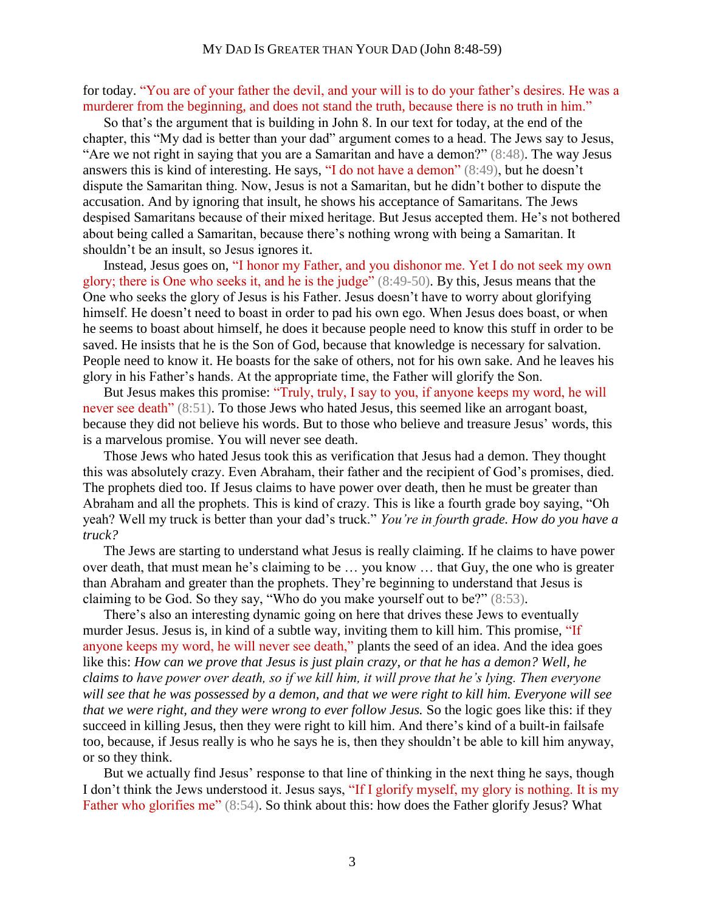for today. "You are of your father the devil, and your will is to do your father's desires. He was a murderer from the beginning, and does not stand the truth, because there is no truth in him."

So that's the argument that is building in John 8. In our text for today, at the end of the chapter, this "My dad is better than your dad" argument comes to a head. The Jews say to Jesus, "Are we not right in saying that you are a Samaritan and have a demon?" (8:48). The way Jesus answers this is kind of interesting. He says, "I do not have a demon" (8:49), but he doesn't dispute the Samaritan thing. Now, Jesus is not a Samaritan, but he didn't bother to dispute the accusation. And by ignoring that insult, he shows his acceptance of Samaritans. The Jews despised Samaritans because of their mixed heritage. But Jesus accepted them. He's not bothered about being called a Samaritan, because there's nothing wrong with being a Samaritan. It shouldn't be an insult, so Jesus ignores it.

Instead, Jesus goes on, "I honor my Father, and you dishonor me. Yet I do not seek my own glory; there is One who seeks it, and he is the judge" (8:49-50). By this, Jesus means that the One who seeks the glory of Jesus is his Father. Jesus doesn't have to worry about glorifying himself. He doesn't need to boast in order to pad his own ego. When Jesus does boast, or when he seems to boast about himself, he does it because people need to know this stuff in order to be saved. He insists that he is the Son of God, because that knowledge is necessary for salvation. People need to know it. He boasts for the sake of others, not for his own sake. And he leaves his glory in his Father's hands. At the appropriate time, the Father will glorify the Son.

But Jesus makes this promise: "Truly, truly, I say to you, if anyone keeps my word, he will never see death" (8:51). To those Jews who hated Jesus, this seemed like an arrogant boast, because they did not believe his words. But to those who believe and treasure Jesus' words, this is a marvelous promise. You will never see death.

Those Jews who hated Jesus took this as verification that Jesus had a demon. They thought this was absolutely crazy. Even Abraham, their father and the recipient of God's promises, died. The prophets died too. If Jesus claims to have power over death, then he must be greater than Abraham and all the prophets. This is kind of crazy. This is like a fourth grade boy saying, "Oh yeah? Well my truck is better than your dad's truck." *You're in fourth grade. How do you have a truck?*

The Jews are starting to understand what Jesus is really claiming. If he claims to have power over death, that must mean he's claiming to be … you know … that Guy, the one who is greater than Abraham and greater than the prophets. They're beginning to understand that Jesus is claiming to be God. So they say, "Who do you make yourself out to be?" (8:53).

There's also an interesting dynamic going on here that drives these Jews to eventually murder Jesus. Jesus is, in kind of a subtle way, inviting them to kill him. This promise, "If anyone keeps my word, he will never see death," plants the seed of an idea. And the idea goes like this: *How can we prove that Jesus is just plain crazy, or that he has a demon? Well, he claims to have power over death, so if we kill him, it will prove that he's lying. Then everyone will see that he was possessed by a demon, and that we were right to kill him. Everyone will see that we were right, and they were wrong to ever follow Jesus.* So the logic goes like this: if they succeed in killing Jesus, then they were right to kill him. And there's kind of a built-in failsafe too, because, if Jesus really is who he says he is, then they shouldn't be able to kill him anyway, or so they think.

But we actually find Jesus' response to that line of thinking in the next thing he says, though I don't think the Jews understood it. Jesus says, "If I glorify myself, my glory is nothing. It is my Father who glorifies me" (8:54). So think about this: how does the Father glorify Jesus? What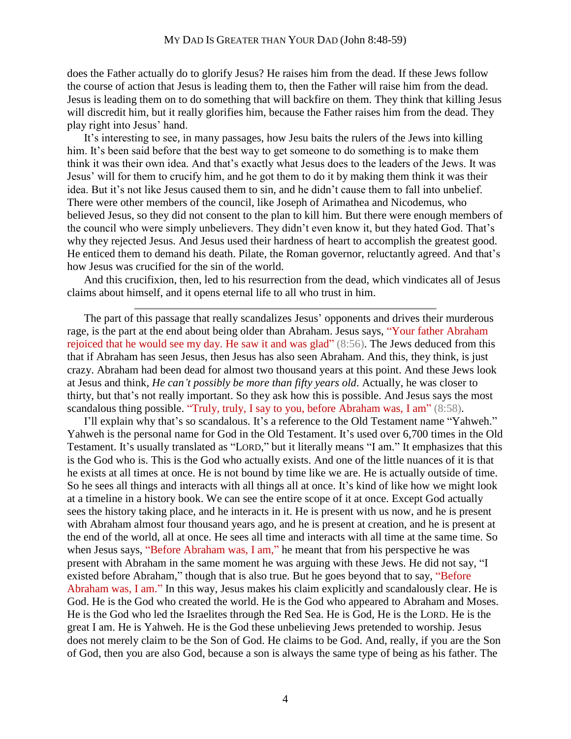does the Father actually do to glorify Jesus? He raises him from the dead. If these Jews follow the course of action that Jesus is leading them to, then the Father will raise him from the dead. Jesus is leading them on to do something that will backfire on them. They think that killing Jesus will discredit him, but it really glorifies him, because the Father raises him from the dead. They play right into Jesus' hand.

It's interesting to see, in many passages, how Jesu baits the rulers of the Jews into killing him. It's been said before that the best way to get someone to do something is to make them think it was their own idea. And that's exactly what Jesus does to the leaders of the Jews. It was Jesus' will for them to crucify him, and he got them to do it by making them think it was their idea. But it's not like Jesus caused them to sin, and he didn't cause them to fall into unbelief. There were other members of the council, like Joseph of Arimathea and Nicodemus, who believed Jesus, so they did not consent to the plan to kill him. But there were enough members of the council who were simply unbelievers. They didn't even know it, but they hated God. That's why they rejected Jesus. And Jesus used their hardness of heart to accomplish the greatest good. He enticed them to demand his death. Pilate, the Roman governor, reluctantly agreed. And that's how Jesus was crucified for the sin of the world.

And this crucifixion, then, led to his resurrection from the dead, which vindicates all of Jesus claims about himself, and it opens eternal life to all who trust in him.

---

The part of this passage that really scandalizes Jesus' opponents and drives their murderous rage, is the part at the end about being older than Abraham. Jesus says, "Your father Abraham rejoiced that he would see my day. He saw it and was glad" (8:56). The Jews deduced from this that if Abraham has seen Jesus, then Jesus has also seen Abraham. And this, they think, is just crazy. Abraham had been dead for almost two thousand years at this point. And these Jews look at Jesus and think, *He can't possibly be more than fifty years old*. Actually, he was closer to thirty, but that's not really important. So they ask how this is possible. And Jesus says the most scandalous thing possible. "Truly, truly, I say to you, before Abraham was, I am" (8:58).

I'll explain why that's so scandalous. It's a reference to the Old Testament name "Yahweh." Yahweh is the personal name for God in the Old Testament. It's used over 6,700 times in the Old Testament. It's usually translated as "LORD," but it literally means "I am." It emphasizes that this is the God who is. This is the God who actually exists. And one of the little nuances of it is that he exists at all times at once. He is not bound by time like we are. He is actually outside of time. So he sees all things and interacts with all things all at once. It's kind of like how we might look at a timeline in a history book. We can see the entire scope of it at once. Except God actually sees the history taking place, and he interacts in it. He is present with us now, and he is present with Abraham almost four thousand years ago, and he is present at creation, and he is present at the end of the world, all at once. He sees all time and interacts with all time at the same time. So when Jesus says, "Before Abraham was, I am," he meant that from his perspective he was present with Abraham in the same moment he was arguing with these Jews. He did not say, "I existed before Abraham," though that is also true. But he goes beyond that to say, "Before Abraham was, I am." In this way, Jesus makes his claim explicitly and scandalously clear. He is God. He is the God who created the world. He is the God who appeared to Abraham and Moses. He is the God who led the Israelites through the Red Sea. He is God, He is the LORD. He is the great I am. He is Yahweh. He is the God these unbelieving Jews pretended to worship. Jesus does not merely claim to be the Son of God. He claims to be God. And, really, if you are the Son of God, then you are also God, because a son is always the same type of being as his father. The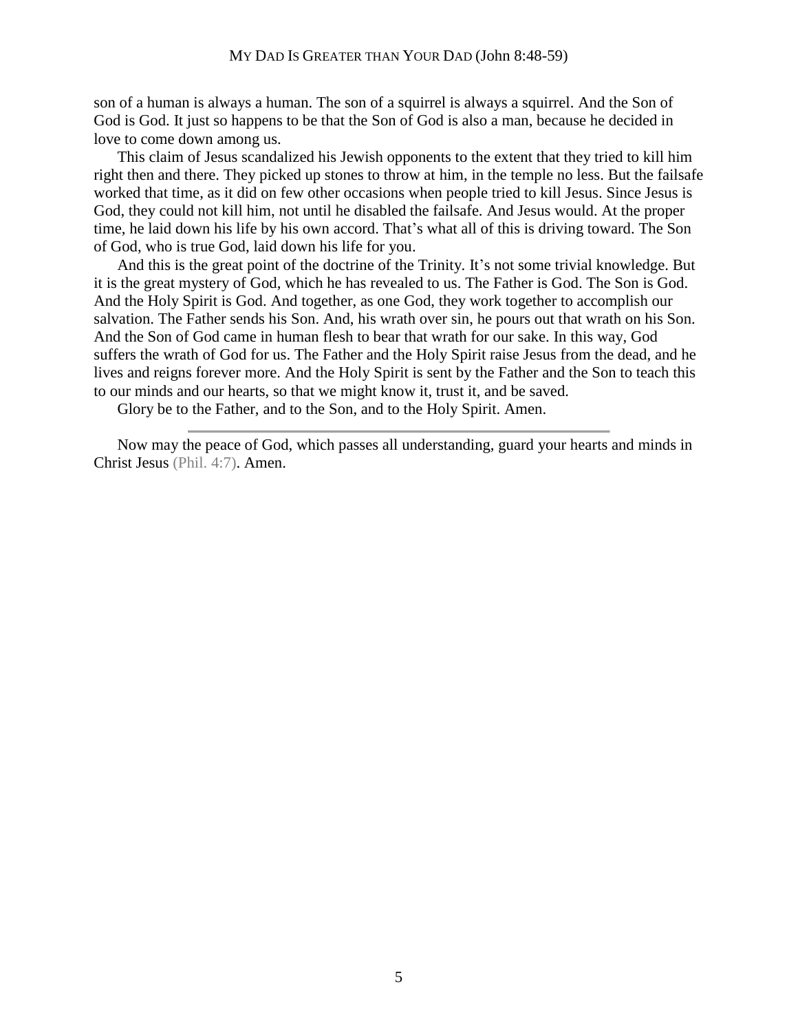son of a human is always a human. The son of a squirrel is always a squirrel. And the Son of God is God. It just so happens to be that the Son of God is also a man, because he decided in love to come down among us.

This claim of Jesus scandalized his Jewish opponents to the extent that they tried to kill him right then and there. They picked up stones to throw at him, in the temple no less. But the failsafe worked that time, as it did on few other occasions when people tried to kill Jesus. Since Jesus is God, they could not kill him, not until he disabled the failsafe. And Jesus would. At the proper time, he laid down his life by his own accord. That's what all of this is driving toward. The Son of God, who is true God, laid down his life for you.

And this is the great point of the doctrine of the Trinity. It's not some trivial knowledge. But it is the great mystery of God, which he has revealed to us. The Father is God. The Son is God. And the Holy Spirit is God. And together, as one God, they work together to accomplish our salvation. The Father sends his Son. And, his wrath over sin, he pours out that wrath on his Son. And the Son of God came in human flesh to bear that wrath for our sake. In this way, God suffers the wrath of God for us. The Father and the Holy Spirit raise Jesus from the dead, and he lives and reigns forever more. And the Holy Spirit is sent by the Father and the Son to teach this to our minds and our hearts, so that we might know it, trust it, and be saved.

Glory be to the Father, and to the Son, and to the Holy Spirit. Amen.

---

Now may the peace of God, which passes all understanding, guard your hearts and minds in Christ Jesus (Phil. 4:7). Amen.